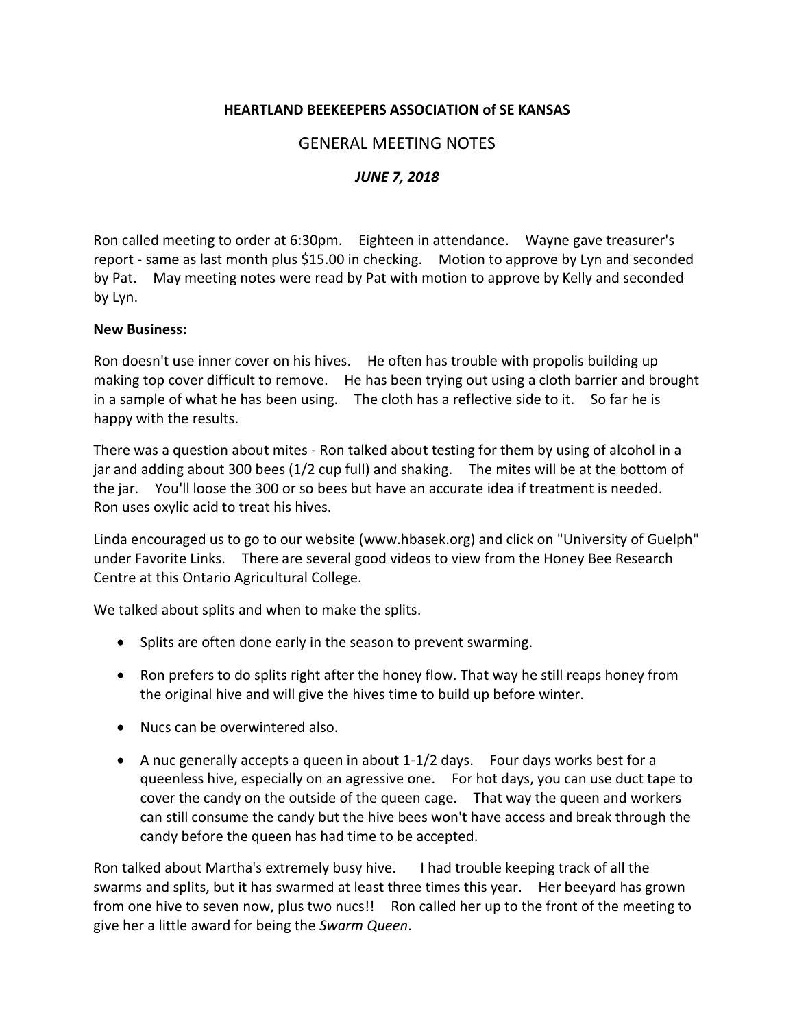**HEARTLAND BEEKEEPERS ASSOCIATION of SE KANSAS**

GENERAL MEETING NOTES

***JUNE 7, 2018***

Ron called meeting to order at 6:30pm. Eighteen in attendance. Wayne gave treasurer's report - same as last month plus $15.00 in checking. Motion to approve by Lyn and seconded by Pat. May meeting notes were read by Pat with motion to approve by Kelly and seconded by Lyn.

**New Business:**

Ron doesn't use inner cover on his hives. He often has trouble with propolis building up making top cover difficult to remove. He has been trying out using a cloth barrier and brought in a sample of what he has been using. The cloth has a reflective side to it. So far he is happy with the results.

There was a question about mites - Ron talked about testing for them by using of alcohol in a jar and adding about 300 bees (1/2 cup full) and shaking. The mites will be at the bottom of the jar. You'll loose the 300 or so bees but have an accurate idea if treatment is needed. Ron uses oxylic acid to treat his hives.

Linda encouraged us to go to our website (www.hbasek.org) and click on "University of Guelph" under Favorite Links. There are several good videos to view from the Honey Bee Research Centre at this Ontario Agricultural College.

We talked about splits and when to make the splits.

- Splits are often done early in the season to prevent swarming.
- Ron prefers to do splits right after the honey flow. That way he still reaps honey from the original hive and will give the hives time to build up before winter.
- Nucs can be overwintered also.
- A nuc generally accepts a queen in about 1-1/2 days. Four days works best for a queenless hive, especially on an agressive one. For hot days, you can use duct tape to cover the candy on the outside of the queen cage. That way the queen and workers can still consume the candy but the hive bees won't have access and break through the candy before the queen has had time to be accepted.

Ron talked about Martha's extremely busy hive. I had trouble keeping track of all the swarms and splits, but it has swarmed at least three times this year. Her beeyard has grown from one hive to seven now, plus two nucs!! Ron called her up to the front of the meeting to give her a little award for being the *Swarm Queen*.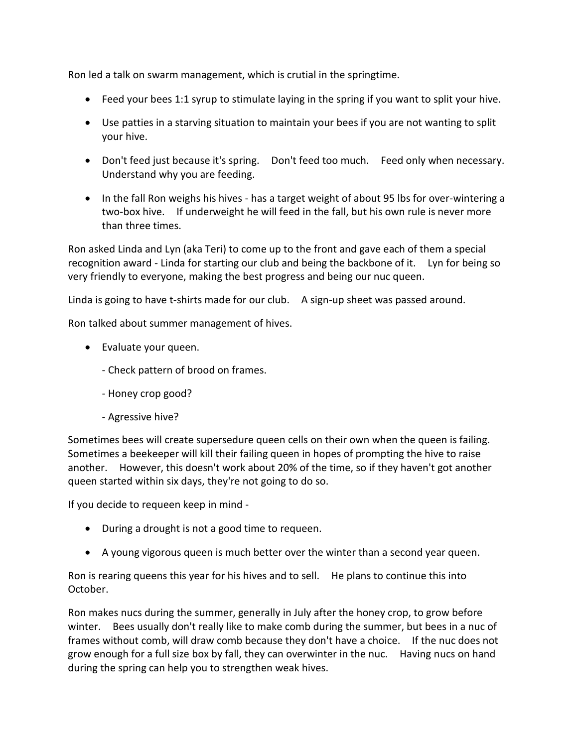Ron led a talk on swarm management, which is crutial in the springtime.

- Feed your bees 1:1 syrup to stimulate laying in the spring if you want to split your hive.
- Use patties in a starving situation to maintain your bees if you are not wanting to split your hive.
- Don't feed just because it's spring. Don't feed too much. Feed only when necessary. Understand why you are feeding.
- In the fall Ron weighs his hives - has a target weight of about 95 lbs for over-wintering a two-box hive. If underweight he will feed in the fall, but his own rule is never more than three times.

Ron asked Linda and Lyn (aka Teri) to come up to the front and gave each of them a special recognition award - Linda for starting our club and being the backbone of it. Lyn for being so very friendly to everyone, making the best progress and being our nuc queen.

Linda is going to have t-shirts made for our club. A sign-up sheet was passed around.

Ron talked about summer management of hives.

- Evaluate your queen.

  - Check pattern of brood on frames.

  - Honey crop good?

  - Agressive hive?

Sometimes bees will create supersedure queen cells on their own when the queen is failing. Sometimes a beekeeper will kill their failing queen in hopes of prompting the hive to raise another. However, this doesn't work about 20% of the time, so if they haven't got another queen started within six days, they're not going to do so.

If you decide to requeen keep in mind -

- During a drought is not a good time to requeen.
- A young vigorous queen is much better over the winter than a second year queen.

Ron is rearing queens this year for his hives and to sell. He plans to continue this into October.

Ron makes nucs during the summer, generally in July after the honey crop, to grow before winter. Bees usually don't really like to make comb during the summer, but bees in a nuc of frames without comb, will draw comb because they don't have a choice. If the nuc does not grow enough for a full size box by fall, they can overwinter in the nuc. Having nucs on hand during the spring can help you to strengthen weak hives.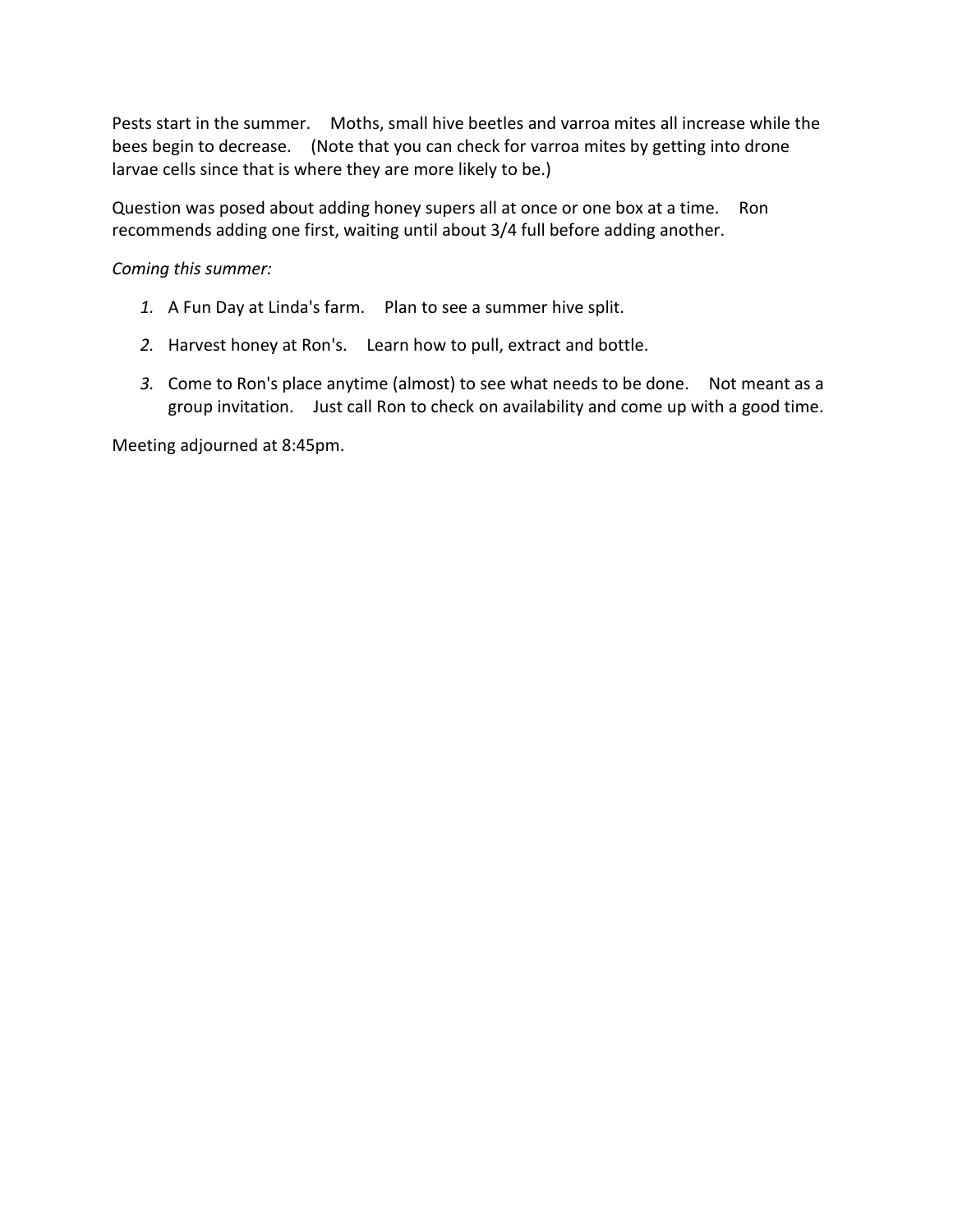Pests start in the summer. Moths, small hive beetles and varroa mites all increase while the bees begin to decrease. (Note that you can check for varroa mites by getting into drone larvae cells since that is where they are more likely to be.)

Question was posed about adding honey supers all at once or one box at a time. Ron recommends adding one first, waiting until about 3/4 full before adding another.

*Coming this summer:*

1. A Fun Day at Linda's farm. Plan to see a summer hive split.
2. Harvest honey at Ron's. Learn how to pull, extract and bottle.
3. Come to Ron's place anytime (almost) to see what needs to be done. Not meant as a group invitation. Just call Ron to check on availability and come up with a good time.

Meeting adjourned at 8:45pm.